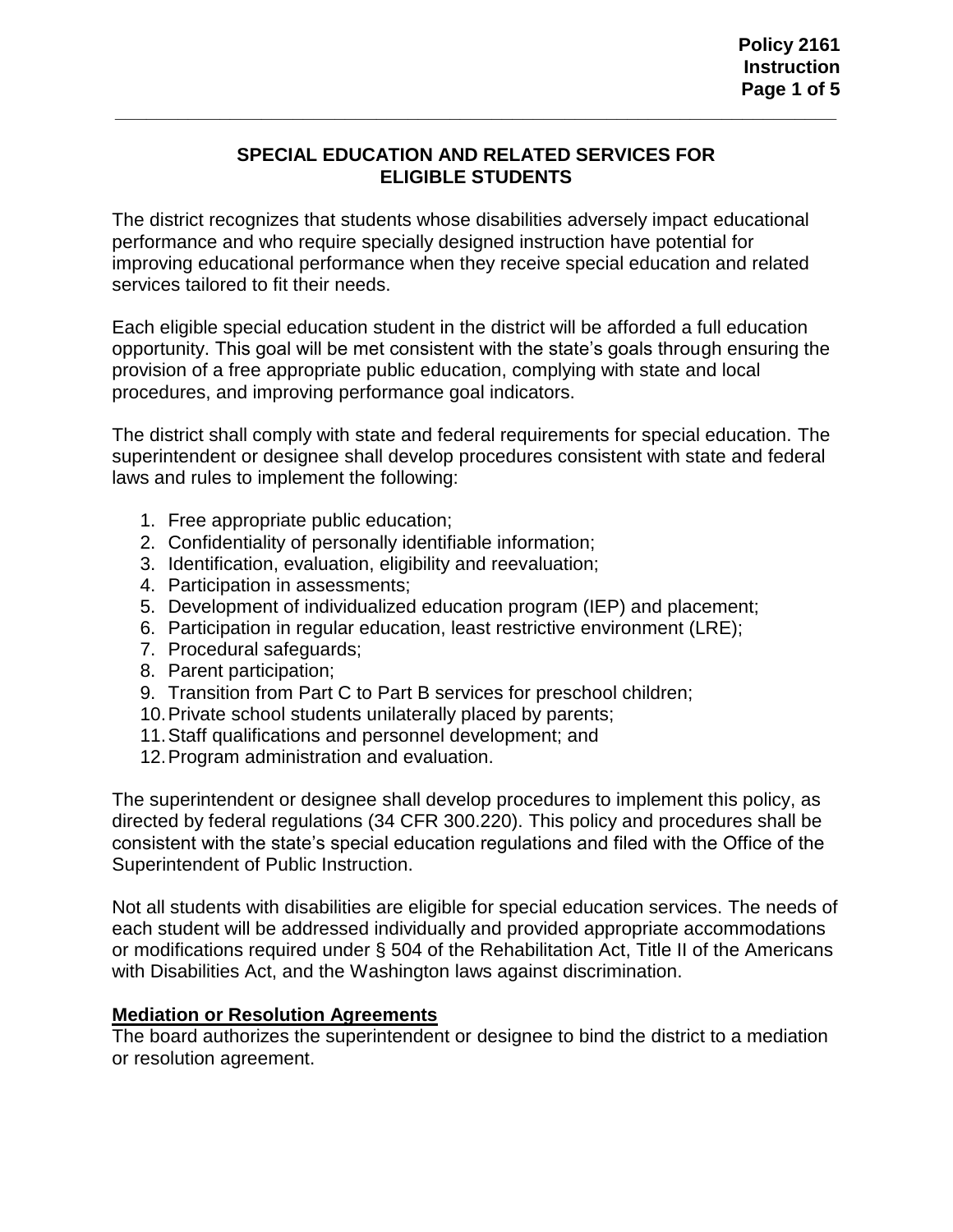# SPECIAL EDUCATION AND RELATED SERVICES FOR ELIGIBLE STUDENTS

The district recognizes that students whose disabilities adversely impact educational performance and who require specially designed instruction have potential for improving educational performance when they receive special education and related services tailored to fit their needs.

Each eligible special education student in the district will be afforded a full education opportunity. This goal will be met consistent with the state's goals through ensuring the provision of a free appropriate public education, complying with state and local procedures, and improving performance goal indicators.

The district shall comply with state and federal requirements for special education. The superintendent or designee shall develop procedures consistent with state and federal laws and rules to implement the following:

1. Free appropriate public education;
2. Confidentiality of personally identifiable information;
3. Identification, evaluation, eligibility and reevaluation;
4. Participation in assessments;
5. Development of individualized education program (IEP) and placement;
6. Participation in regular education, least restrictive environment (LRE);
7. Procedural safeguards;
8. Parent participation;
9. Transition from Part C to Part B services for preschool children;
10. Private school students unilaterally placed by parents;
11. Staff qualifications and personnel development; and
12. Program administration and evaluation.

The superintendent or designee shall develop procedures to implement this policy, as directed by federal regulations (34 CFR 300.220). This policy and procedures shall be consistent with the state's special education regulations and filed with the Office of the Superintendent of Public Instruction.

Not all students with disabilities are eligible for special education services. The needs of each student will be addressed individually and provided appropriate accommodations or modifications required under § 504 of the Rehabilitation Act, Title II of the Americans with Disabilities Act, and the Washington laws against discrimination.

**Mediation or Resolution Agreements**

The board authorizes the superintendent or designee to bind the district to a mediation or resolution agreement.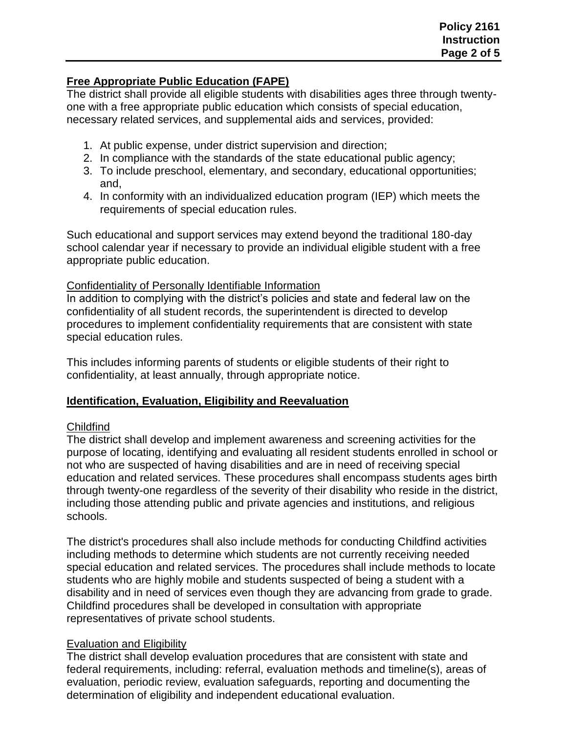## **Free Appropriate Public Education (FAPE)**

The district shall provide all eligible students with disabilities ages three through twenty-one with a free appropriate public education which consists of special education, necessary related services, and supplemental aids and services, provided:

1. At public expense, under district supervision and direction;
2. In compliance with the standards of the state educational public agency;
3. To include preschool, elementary, and secondary, educational opportunities; and,
4. In conformity with an individualized education program (IEP) which meets the requirements of special education rules.

Such educational and support services may extend beyond the traditional 180-day school calendar year if necessary to provide an individual eligible student with a free appropriate public education.

### Confidentiality of Personally Identifiable Information

In addition to complying with the district's policies and state and federal law on the confidentiality of all student records, the superintendent is directed to develop procedures to implement confidentiality requirements that are consistent with state special education rules.

This includes informing parents of students or eligible students of their right to confidentiality, at least annually, through appropriate notice.

## **Identification, Evaluation, Eligibility and Reevaluation**

### Childfind

The district shall develop and implement awareness and screening activities for the purpose of locating, identifying and evaluating all resident students enrolled in school or not who are suspected of having disabilities and are in need of receiving special education and related services. These procedures shall encompass students ages birth through twenty-one regardless of the severity of their disability who reside in the district, including those attending public and private agencies and institutions, and religious schools.

The district's procedures shall also include methods for conducting Childfind activities including methods to determine which students are not currently receiving needed special education and related services. The procedures shall include methods to locate students who are highly mobile and students suspected of being a student with a disability and in need of services even though they are advancing from grade to grade. Childfind procedures shall be developed in consultation with appropriate representatives of private school students.

### Evaluation and Eligibility

The district shall develop evaluation procedures that are consistent with state and federal requirements, including: referral, evaluation methods and timeline(s), areas of evaluation, periodic review, evaluation safeguards, reporting and documenting the determination of eligibility and independent educational evaluation.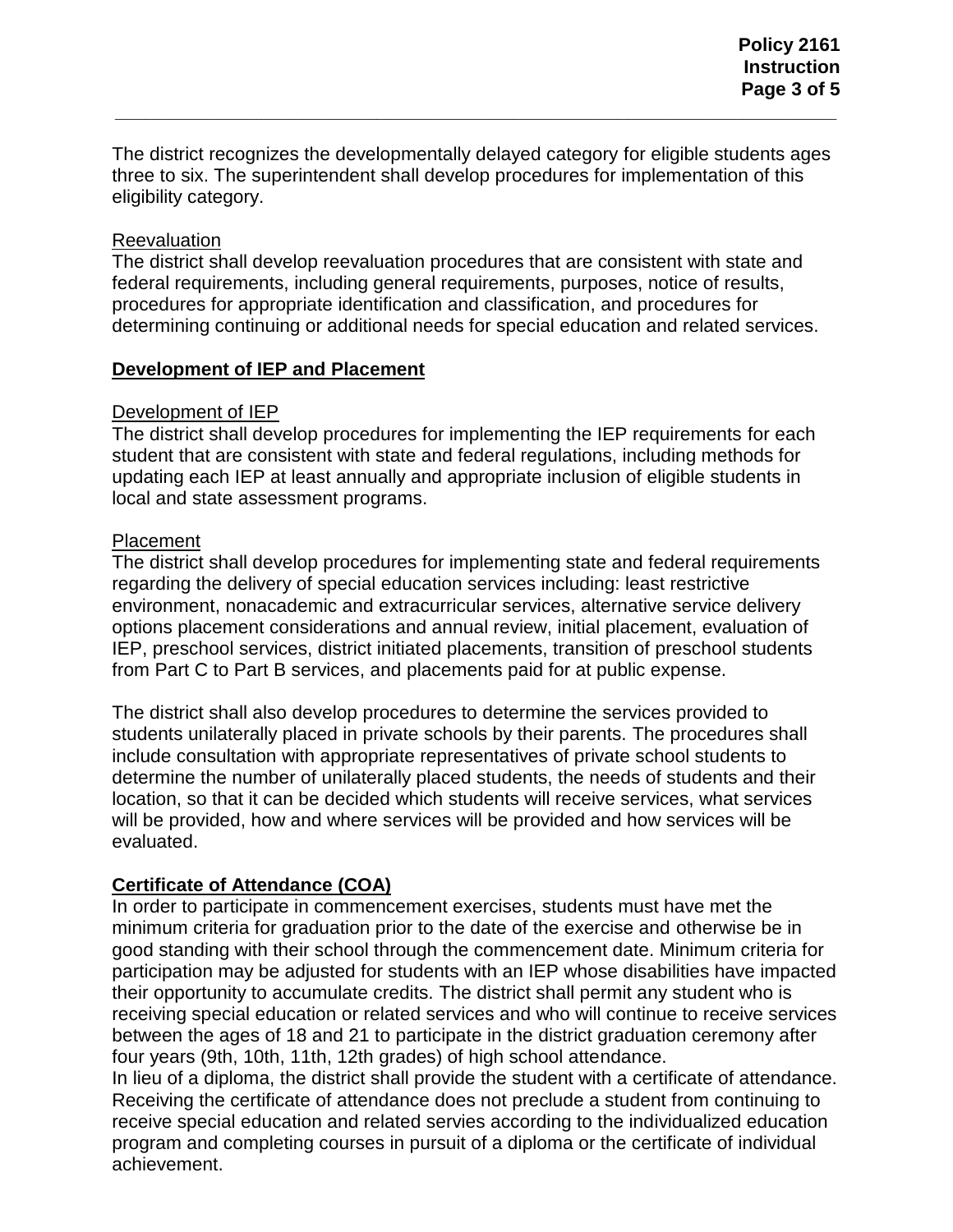The district recognizes the developmentally delayed category for eligible students ages three to six. The superintendent shall develop procedures for implementation of this eligibility category.

Reevaluation

The district shall develop reevaluation procedures that are consistent with state and federal requirements, including general requirements, purposes, notice of results, procedures for appropriate identification and classification, and procedures for determining continuing or additional needs for special education and related services.

## Development of IEP and Placement

Development of IEP

The district shall develop procedures for implementing the IEP requirements for each student that are consistent with state and federal regulations, including methods for updating each IEP at least annually and appropriate inclusion of eligible students in local and state assessment programs.

Placement

The district shall develop procedures for implementing state and federal requirements regarding the delivery of special education services including: least restrictive environment, nonacademic and extracurricular services, alternative service delivery options placement considerations and annual review, initial placement, evaluation of IEP, preschool services, district initiated placements, transition of preschool students from Part C to Part B services, and placements paid for at public expense.

The district shall also develop procedures to determine the services provided to students unilaterally placed in private schools by their parents. The procedures shall include consultation with appropriate representatives of private school students to determine the number of unilaterally placed students, the needs of students and their location, so that it can be decided which students will receive services, what services will be provided, how and where services will be provided and how services will be evaluated.

## Certificate of Attendance (COA)

In order to participate in commencement exercises, students must have met the minimum criteria for graduation prior to the date of the exercise and otherwise be in good standing with their school through the commencement date. Minimum criteria for participation may be adjusted for students with an IEP whose disabilities have impacted their opportunity to accumulate credits. The district shall permit any student who is receiving special education or related services and who will continue to receive services between the ages of 18 and 21 to participate in the district graduation ceremony after four years (9th, 10th, 11th, 12th grades) of high school attendance.

In lieu of a diploma, the district shall provide the student with a certificate of attendance. Receiving the certificate of attendance does not preclude a student from continuing to receive special education and related servies according to the individualized education program and completing courses in pursuit of a diploma or the certificate of individual achievement.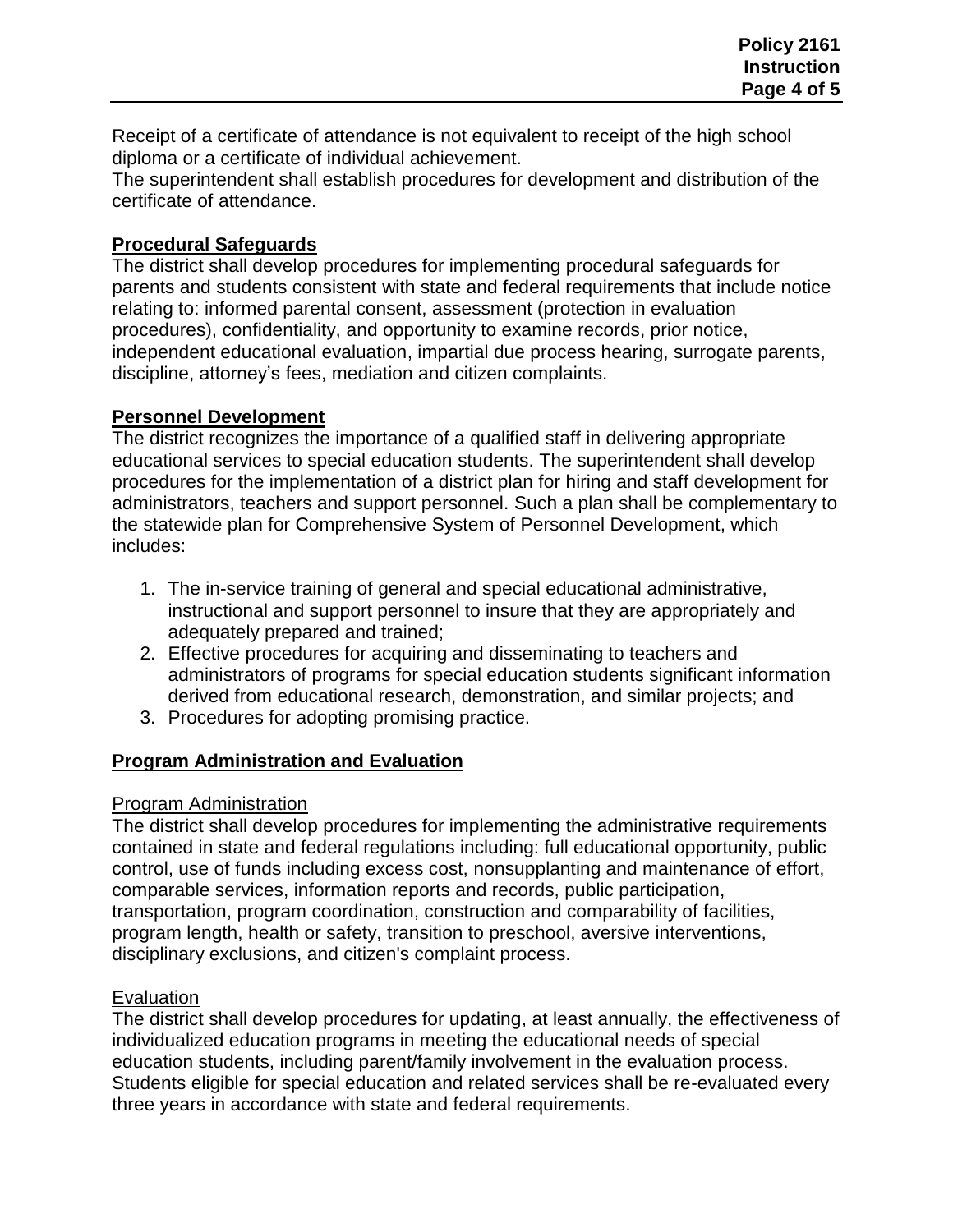Receipt of a certificate of attendance is not equivalent to receipt of the high school diploma or a certificate of individual achievement.
The superintendent shall establish procedures for development and distribution of the certificate of attendance.

## Procedural Safeguards

The district shall develop procedures for implementing procedural safeguards for parents and students consistent with state and federal requirements that include notice relating to: informed parental consent, assessment (protection in evaluation procedures), confidentiality, and opportunity to examine records, prior notice, independent educational evaluation, impartial due process hearing, surrogate parents, discipline, attorney's fees, mediation and citizen complaints.

## Personnel Development

The district recognizes the importance of a qualified staff in delivering appropriate educational services to special education students. The superintendent shall develop procedures for the implementation of a district plan for hiring and staff development for administrators, teachers and support personnel. Such a plan shall be complementary to the statewide plan for Comprehensive System of Personnel Development, which includes:

1. The in-service training of general and special educational administrative, instructional and support personnel to insure that they are appropriately and adequately prepared and trained;
2. Effective procedures for acquiring and disseminating to teachers and administrators of programs for special education students significant information derived from educational research, demonstration, and similar projects; and
3. Procedures for adopting promising practice.

## Program Administration and Evaluation

### Program Administration

The district shall develop procedures for implementing the administrative requirements contained in state and federal regulations including: full educational opportunity, public control, use of funds including excess cost, nonsupplanting and maintenance of effort, comparable services, information reports and records, public participation, transportation, program coordination, construction and comparability of facilities, program length, health or safety, transition to preschool, aversive interventions, disciplinary exclusions, and citizen's complaint process.

### Evaluation

The district shall develop procedures for updating, at least annually, the effectiveness of individualized education programs in meeting the educational needs of special education students, including parent/family involvement in the evaluation process. Students eligible for special education and related services shall be re-evaluated every three years in accordance with state and federal requirements.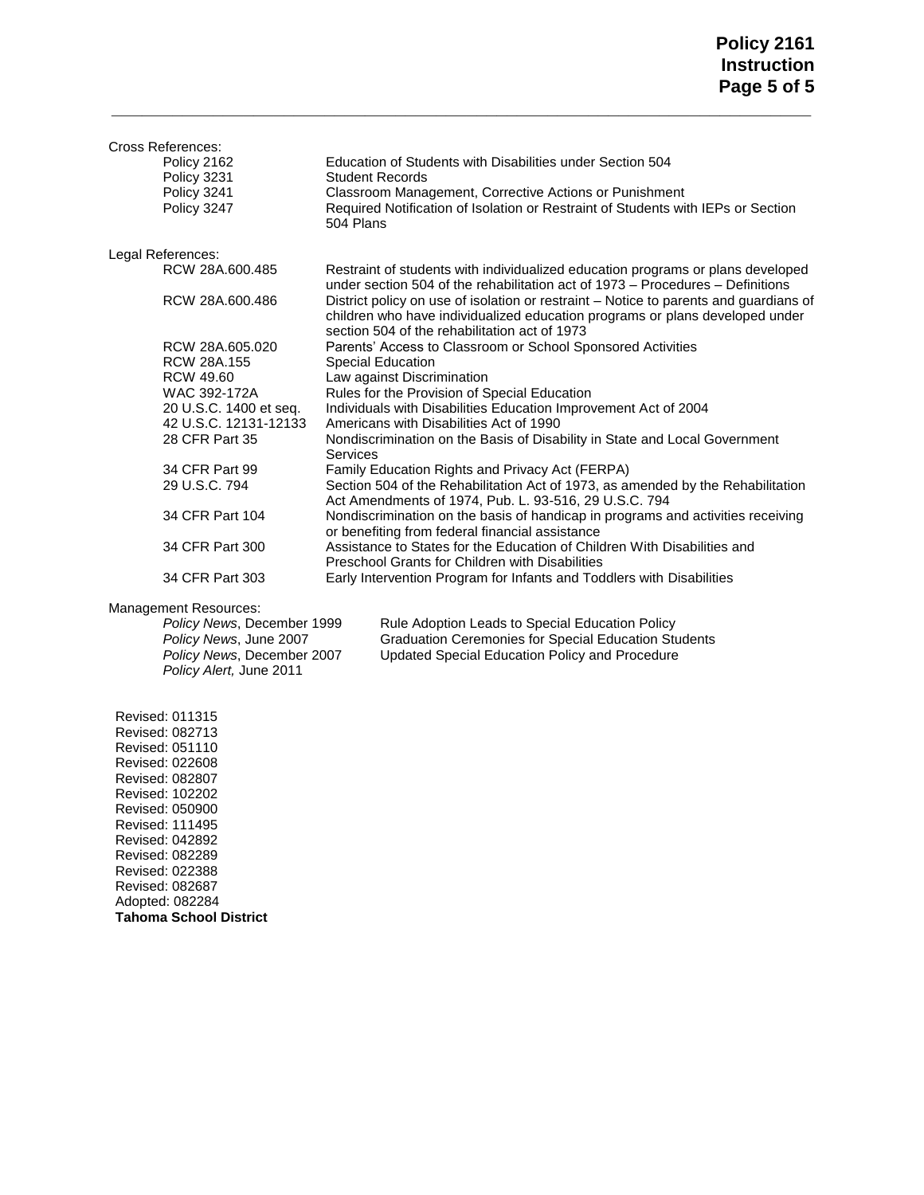Cross References:

| | |
|---|---|
| Policy 2162 | Education of Students with Disabilities under Section 504 |
| Policy 3231 | Student Records |
| Policy 3241 | Classroom Management, Corrective Actions or Punishment |
| Policy 3247 | Required Notification of Isolation or Restraint of Students with IEPs or Section 504 Plans |

Legal References:

| | |
|---|---|
| RCW 28A.600.485 | Restraint of students with individualized education programs or plans developed under section 504 of the rehabilitation act of 1973 – Procedures – Definitions |
| RCW 28A.600.486 | District policy on use of isolation or restraint – Notice to parents and guardians of children who have individualized education programs or plans developed under section 504 of the rehabilitation act of 1973 |
| RCW 28A.605.020 | Parents' Access to Classroom or School Sponsored Activities |
| RCW 28A.155 | Special Education |
| RCW 49.60 | Law against Discrimination |
| WAC 392-172A | Rules for the Provision of Special Education |
| 20 U.S.C. 1400 et seq. | Individuals with Disabilities Education Improvement Act of 2004 |
| 42 U.S.C. 12131-12133 | Americans with Disabilities Act of 1990 |
| 28 CFR Part 35 | Nondiscrimination on the Basis of Disability in State and Local Government Services |
| 34 CFR Part 99 | Family Education Rights and Privacy Act (FERPA) |
| 29 U.S.C. 794 | Section 504 of the Rehabilitation Act of 1973, as amended by the Rehabilitation Act Amendments of 1974, Pub. L. 93-516, 29 U.S.C. 794 |
| 34 CFR Part 104 | Nondiscrimination on the basis of handicap in programs and activities receiving or benefiting from federal financial assistance |
| 34 CFR Part 300 | Assistance to States for the Education of Children With Disabilities and Preschool Grants for Children with Disabilities |
| 34 CFR Part 303 | Early Intervention Program for Infants and Toddlers with Disabilities |

Management Resources:

| | |
|---|---|
| *Policy News*, December 1999 | Rule Adoption Leads to Special Education Policy |
| *Policy News*, June 2007 | Graduation Ceremonies for Special Education Students |
| *Policy News*, December 2007 | Updated Special Education Policy and Procedure |
| *Policy Alert,* June 2011 | |

Revised: 011315
Revised: 082713
Revised: 051110
Revised: 022608
Revised: 082807
Revised: 102202
Revised: 050900
Revised: 111495
Revised: 042892
Revised: 082289
Revised: 022388
Revised: 082687
Adopted: 082284
**Tahoma School District**